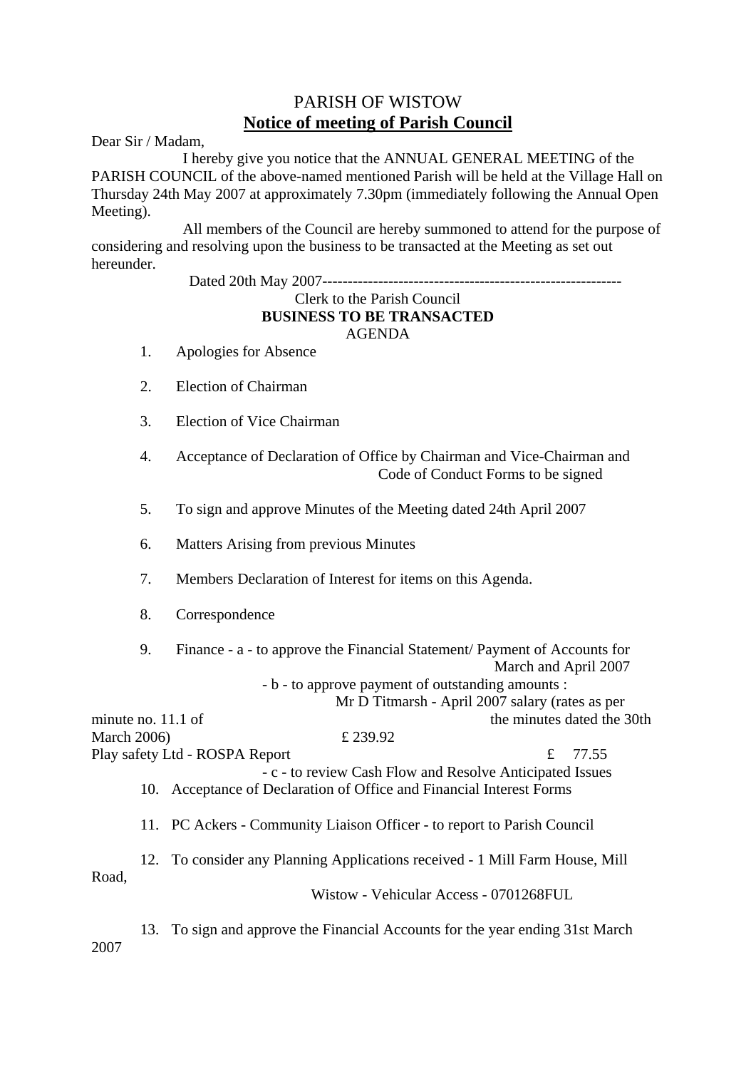# PARISH OF WISTOW

## Notice of meeting of Parish Council

Dear Sir / Madam,

I hereby give you notice that the ANNUAL GENERAL MEETING of the PARISH COUNCIL of the above-named mentioned Parish will be held at the Village Hall on Thursday 24th May 2007 at approximately 7.30pm (immediately following the Annual Open Meeting).

All members of the Council are hereby summoned to attend for the purpose of considering and resolving upon the business to be transacted at the Meeting as set out hereunder.

Dated 20th May 2007-----------------------------------------------------------

Clerk to the Parish Council

**BUSINESS TO BE TRANSACTED**

AGENDA

1. Apologies for Absence

2. Election of Chairman

3. Election of Vice Chairman

4. Acceptance of Declaration of Office by Chairman and Vice-Chairman and Code of Conduct Forms to be signed

5. To sign and approve Minutes of the Meeting dated 24th April 2007

6. Matters Arising from previous Minutes

7. Members Declaration of Interest for items on this Agenda.

8. Correspondence

9. Finance - a - to approve the Financial Statement/ Payment of Accounts for March and April 2007
   - b - to approve payment of outstanding amounts :
     Mr D Titmarsh - April 2007 salary (rates as per minute no. 11.1 of the minutes dated the 30th March 2006) £ 239.92
     Play safety Ltd - ROSPA Report £ 77.55
   - c - to review Cash Flow and Resolve Anticipated Issues

10. Acceptance of Declaration of Office and Financial Interest Forms

11. PC Ackers - Community Liaison Officer - to report to Parish Council

12. To consider any Planning Applications received - 1 Mill Farm House, Mill Road, Wistow - Vehicular Access - 0701268FUL

13. To sign and approve the Financial Accounts for the year ending 31st March 2007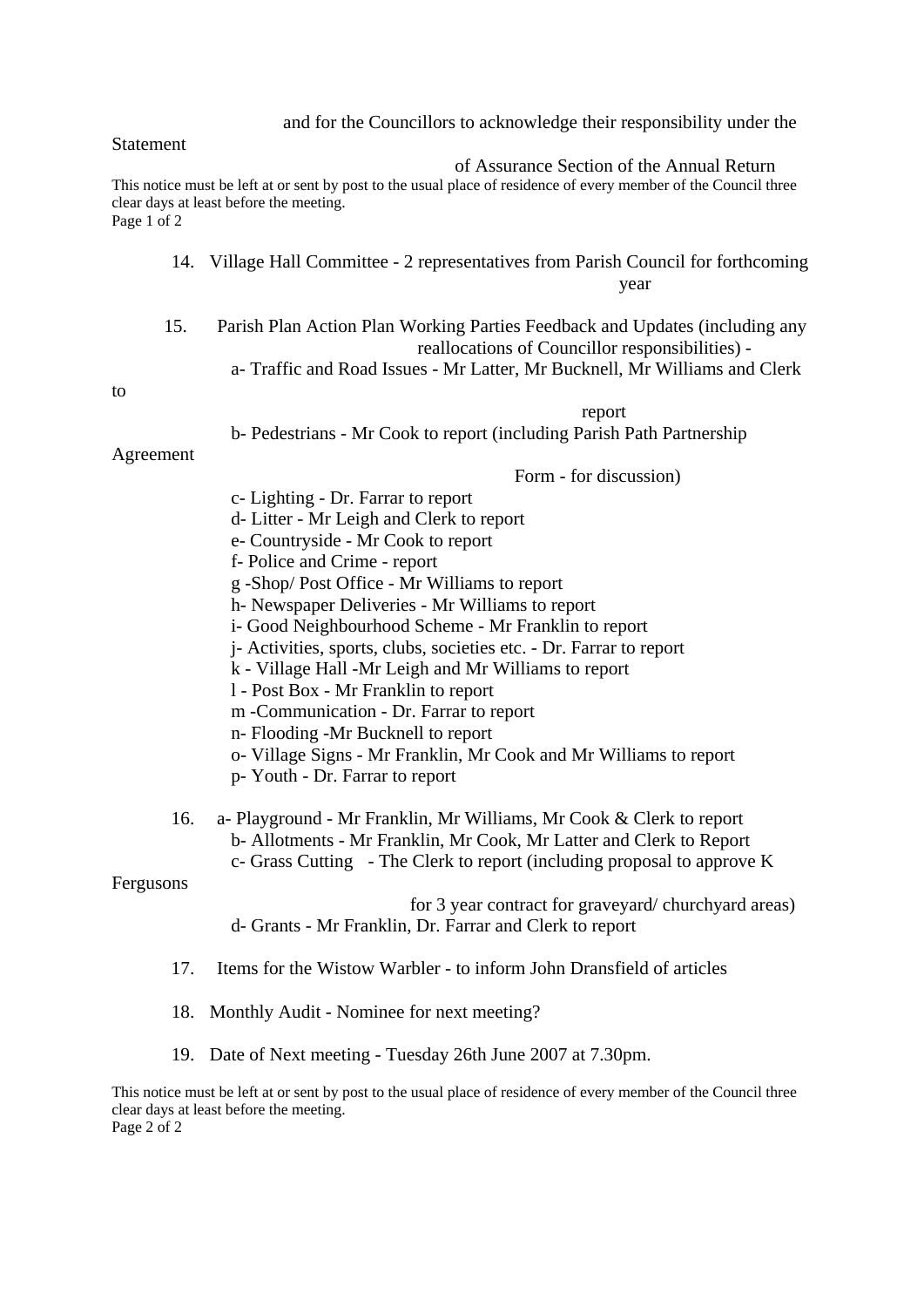and for the Councillors to acknowledge their responsibility under the Statement of Assurance Section of the Annual Return

This notice must be left at or sent by post to the usual place of residence of every member of the Council three clear days at least before the meeting.

14. Village Hall Committee - 2 representatives from Parish Council for forthcoming year

15. Parish Plan Action Plan Working Parties Feedback and Updates (including any reallocations of Councillor responsibilities) -
    - a- Traffic and Road Issues - Mr Latter, Mr Bucknell, Mr Williams and Clerk to report
    - b- Pedestrians - Mr Cook to report (including Parish Path Partnership Agreement Form - for discussion)
    - c- Lighting - Dr. Farrar to report
    - d- Litter - Mr Leigh and Clerk to report
    - e- Countryside - Mr Cook to report
    - f- Police and Crime - report
    - g -Shop/ Post Office - Mr Williams to report
    - h- Newspaper Deliveries - Mr Williams to report
    - i- Good Neighbourhood Scheme - Mr Franklin to report
    - j- Activities, sports, clubs, societies etc. - Dr. Farrar to report
    - k - Village Hall -Mr Leigh and Mr Williams to report
    - l - Post Box - Mr Franklin to report
    - m -Communication - Dr. Farrar to report
    - n- Flooding -Mr Bucknell to report
    - o- Village Signs - Mr Franklin, Mr Cook and Mr Williams to report
    - p- Youth - Dr. Farrar to report

16. a- Playground - Mr Franklin, Mr Williams, Mr Cook & Clerk to report
    - b- Allotments - Mr Franklin, Mr Cook, Mr Latter and Clerk to Report
    - c- Grass Cutting - The Clerk to report (including proposal to approve K Fergusons for 3 year contract for graveyard/ churchyard areas)
    - d- Grants - Mr Franklin, Dr. Farrar and Clerk to report

17. Items for the Wistow Warbler - to inform John Dransfield of articles

18. Monthly Audit - Nominee for next meeting?

19. Date of Next meeting - Tuesday 26th June 2007 at 7.30pm.

This notice must be left at or sent by post to the usual place of residence of every member of the Council three clear days at least before the meeting.